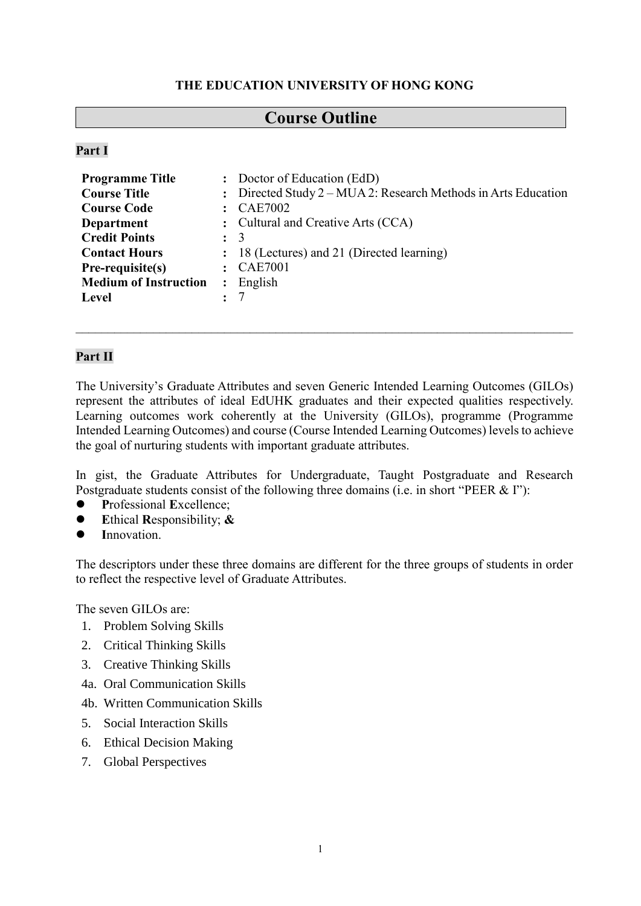**THE EDUCATION UNIVERSITY OF HONG KONG**

# Course Outline

## Part I

| | | |
|---|---|---|
| **Programme Title** | **:** | Doctor of Education (EdD) |
| **Course Title** | **:** | Directed Study 2 – MUA 2: Research Methods in Arts Education |
| **Course Code** | **:** | CAE7002 |
| **Department** | **:** | Cultural and Creative Arts (CCA) |
| **Credit Points** | **:** | 3 |
| **Contact Hours** | **:** | 18 (Lectures) and 21 (Directed learning) |
| **Pre-requisite(s)** | **:** | CAE7001 |
| **Medium of Instruction** | **:** | English |
| **Level** | **:** | 7 |

---

## Part II

The University's Graduate Attributes and seven Generic Intended Learning Outcomes (GILOs) represent the attributes of ideal EdUHK graduates and their expected qualities respectively. Learning outcomes work coherently at the University (GILOs), programme (Programme Intended Learning Outcomes) and course (Course Intended Learning Outcomes) levels to achieve the goal of nurturing students with important graduate attributes.

In gist, the Graduate Attributes for Undergraduate, Taught Postgraduate and Research Postgraduate students consist of the following three domains (i.e. in short "PEER & I"):

- **P**rofessional **E**xcellence;
- **E**thical **R**esponsibility; **&**
- **I**nnovation.

The descriptors under these three domains are different for the three groups of students in order to reflect the respective level of Graduate Attributes.

The seven GILOs are:

1. Problem Solving Skills
2. Critical Thinking Skills
3. Creative Thinking Skills

4a. Oral Communication Skills

4b. Written Communication Skills

5. Social Interaction Skills
6. Ethical Decision Making
7. Global Perspectives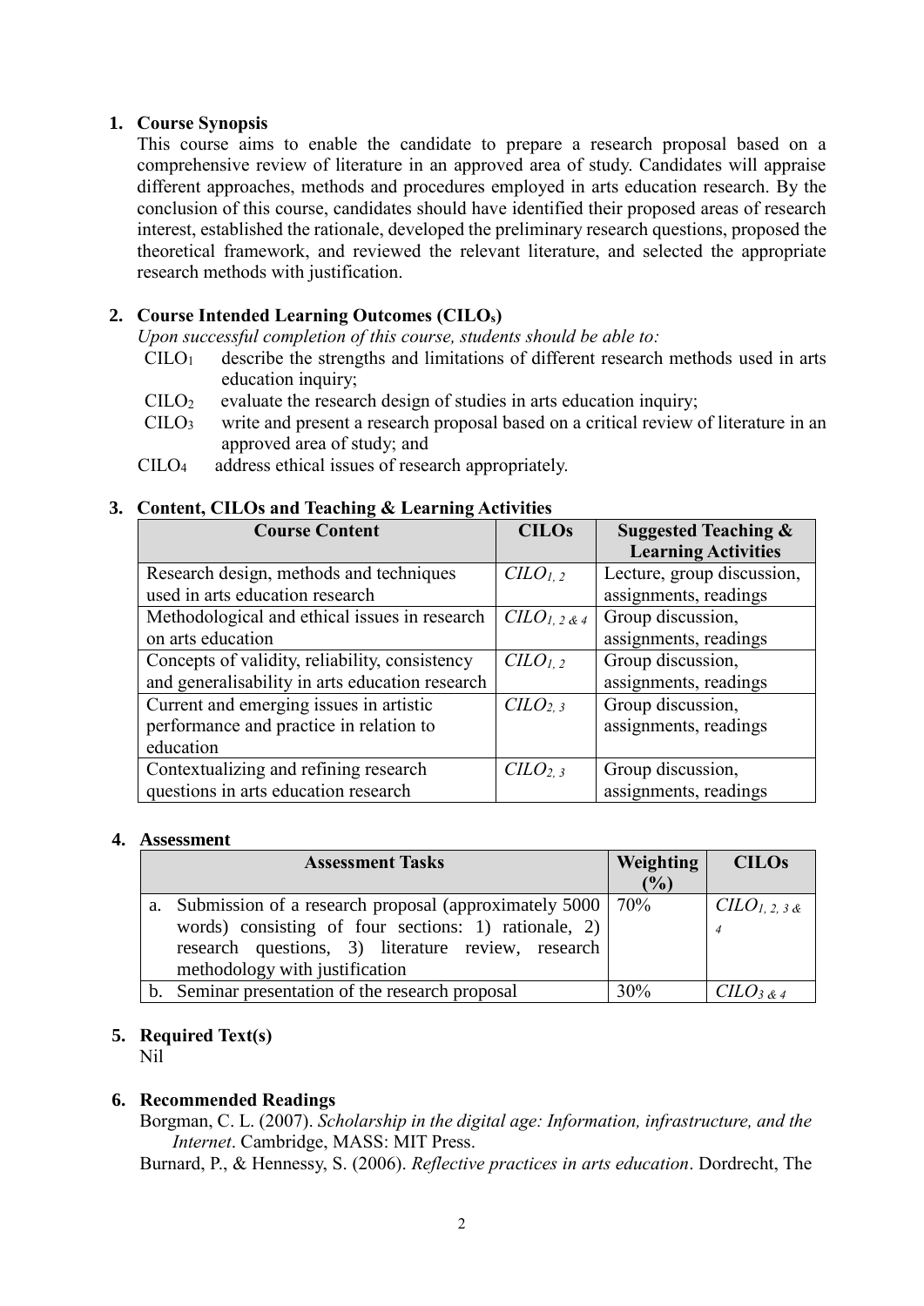## 1. Course Synopsis

This course aims to enable the candidate to prepare a research proposal based on a comprehensive review of literature in an approved area of study. Candidates will appraise different approaches, methods and procedures employed in arts education research. By the conclusion of this course, candidates should have identified their proposed areas of research interest, established the rationale, developed the preliminary research questions, proposed the theoretical framework, and reviewed the relevant literature, and selected the appropriate research methods with justification.

## 2. Course Intended Learning Outcomes (CILOs)

*Upon successful completion of this course, students should be able to:*

- $CILO_1$ describe the strengths and limitations of different research methods used in arts education inquiry;
- $CILO_2$ evaluate the research design of studies in arts education inquiry;
- $CILO_3$ write and present a research proposal based on a critical review of literature in an approved area of study; and
- $CILO_4$ address ethical issues of research appropriately.

## 3. Content, CILOs and Teaching & Learning Activities

| Course Content | CILOs | Suggested Teaching & Learning Activities |
|---|---|---|
| Research design, methods and techniques used in arts education research | *$CILO_{1, 2}$* | Lecture, group discussion, assignments, readings |
| Methodological and ethical issues in research on arts education | *$CILO_{1, 2 \& 4}$* | Group discussion, assignments, readings |
| Concepts of validity, reliability, consistency and generalisability in arts education research | *$CILO_{1, 2}$* | Group discussion, assignments, readings |
| Current and emerging issues in artistic performance and practice in relation to education | *$CILO_{2, 3}$* | Group discussion, assignments, readings |
| Contextualizing and refining research questions in arts education research | *$CILO_{2, 3}$* | Group discussion, assignments, readings |

## 4. Assessment

| Assessment Tasks | Weighting (%) | CILOs |
|---|---|---|
| a. Submission of a research proposal (approximately 5000 words) consisting of four sections: 1) rationale, 2) research questions, 3) literature review, research methodology with justification | 70% | *$CILO_{1, 2, 3 \& 4}$* |
| b. Seminar presentation of the research proposal | 30% | *$CILO_{3 \& 4}$* |

## 5. Required Text(s)

Nil

## 6. Recommended Readings

Borgman, C. L. (2007). *Scholarship in the digital age: Information, infrastructure, and the Internet*. Cambridge, MASS: MIT Press.

Burnard, P., & Hennessy, S. (2006). *Reflective practices in arts education*. Dordrecht, The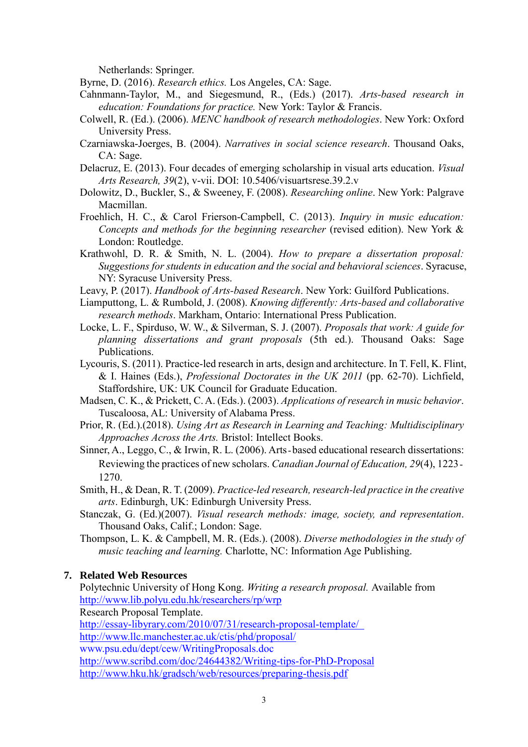Netherlands: Springer.

Byrne, D. (2016). *Research ethics.* Los Angeles, CA: Sage.

Cahnmann-Taylor, M., and Siegesmund, R., (Eds.) (2017). *Arts-based research in education: Foundations for practice.* New York: Taylor & Francis.

Colwell, R. (Ed.). (2006). *MENC handbook of research methodologies*. New York: Oxford University Press.

Czarniawska-Joerges, B. (2004). *Narratives in social science research*. Thousand Oaks, CA: Sage.

Delacruz, E. (2013). Four decades of emerging scholarship in visual arts education. *Visual Arts Research, 39*(2), v-vii. DOI: 10.5406/visuartsrese.39.2.v

Dolowitz, D., Buckler, S., & Sweeney, F. (2008). *Researching online*. New York: Palgrave Macmillan.

Froehlich, H. C., & Carol Frierson-Campbell, C. (2013). *Inquiry in music education: Concepts and methods for the beginning researcher* (revised edition). New York & London: Routledge.

Krathwohl, D. R. & Smith, N. L. (2004). *How to prepare a dissertation proposal: Suggestions for students in education and the social and behavioral sciences*. Syracuse, NY: Syracuse University Press.

Leavy, P. (2017). *Handbook of Arts-based Research*. New York: Guilford Publications.

Liamputtong, L. & Rumbold, J. (2008). *Knowing differently: Arts-based and collaborative research methods*. Markham, Ontario: International Press Publication.

Locke, L. F., Spirduso, W. W., & Silverman, S. J. (2007). *Proposals that work: A guide for planning dissertations and grant proposals* (5th ed.). Thousand Oaks: Sage Publications.

Lycouris, S. (2011). Practice-led research in arts, design and architecture. In T. Fell, K. Flint, & I. Haines (Eds.), *Professional Doctorates in the UK 2011* (pp. 62-70). Lichfield, Staffordshire, UK: UK Council for Graduate Education.

Madsen, C. K., & Prickett, C. A. (Eds.). (2003). *Applications of research in music behavior*. Tuscaloosa, AL: University of Alabama Press.

Prior, R. (Ed.).(2018). *Using Art as Research in Learning and Teaching: Multidisciplinary Approaches Across the Arts.* Bristol: Intellect Books.

Sinner, A., Leggo, C., & Irwin, R. L. (2006). Arts‐based educational research dissertations: Reviewing the practices of new scholars. *Canadian Journal of Education, 29*(4), 1223‐1270.

Smith, H., & Dean, R. T. (2009). *Practice-led research, research-led practice in the creative arts*. Edinburgh, UK: Edinburgh University Press.

Stanczak, G. (Ed.)(2007). *Visual research methods: image, society, and representation*. Thousand Oaks, Calif.; London: Sage.

Thompson, L. K. & Campbell, M. R. (Eds.). (2008). *Diverse methodologies in the study of music teaching and learning.* Charlotte, NC: Information Age Publishing.

## 7. Related Web Resources

Polytechnic University of Hong Kong. *Writing a research proposal.* Available from http://www.lib.polyu.edu.hk/researchers/rp/wrp

Research Proposal Template.

http://essay-libyrary.com/2010/07/31/research-proposal-template/

http://www.llc.manchester.ac.uk/ctis/phd/proposal/

www.psu.edu/dept/cew/WritingProposals.doc

http://www.scribd.com/doc/24644382/Writing-tips-for-PhD-Proposal

http://www.hku.hk/gradsch/web/resources/preparing-thesis.pdf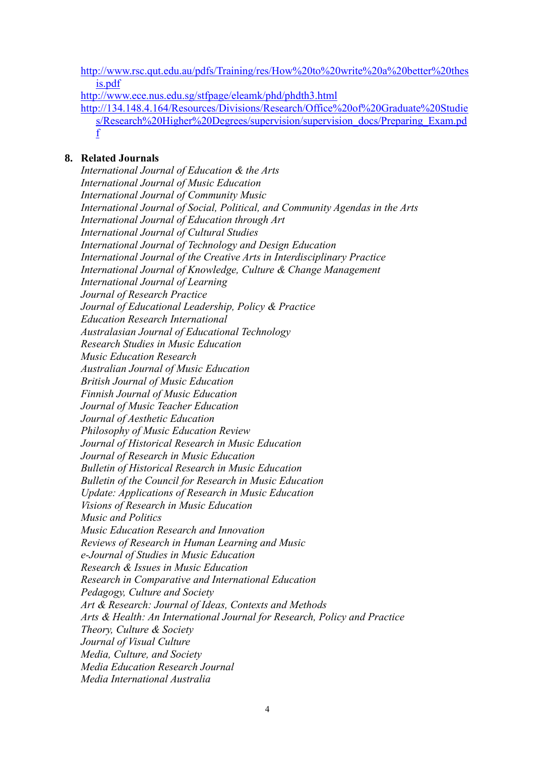http://www.rsc.qut.edu.au/pdfs/Training/res/How%20to%20write%20a%20better%20thesis.pdf
http://www.ece.nus.edu.sg/stfpage/eleamk/phd/phdth3.html
http://134.148.4.164/Resources/Divisions/Research/Office%20of%20Graduate%20Studies/Research%20Higher%20Degrees/supervision/supervision_docs/Preparing_Exam.pdf

## 8. Related Journals

*International Journal of Education & the Arts*
*International Journal of Music Education*
*International Journal of Community Music*
*International Journal of Social, Political, and Community Agendas in the Arts*
*International Journal of Education through Art*
*International Journal of Cultural Studies*
*International Journal of Technology and Design Education*
*International Journal of the Creative Arts in Interdisciplinary Practice*
*International Journal of Knowledge, Culture & Change Management*
*International Journal of Learning*
*Journal of Research Practice*
*Journal of Educational Leadership, Policy & Practice*
*Education Research International*
*Australasian Journal of Educational Technology*
*Research Studies in Music Education*
*Music Education Research*
*Australian Journal of Music Education*
*British Journal of Music Education*
*Finnish Journal of Music Education*
*Journal of Music Teacher Education*
*Journal of Aesthetic Education*
*Philosophy of Music Education Review*
*Journal of Historical Research in Music Education*
*Journal of Research in Music Education*
*Bulletin of Historical Research in Music Education*
*Bulletin of the Council for Research in Music Education*
*Update: Applications of Research in Music Education*
*Visions of Research in Music Education*
*Music and Politics*
*Music Education Research and Innovation*
*Reviews of Research in Human Learning and Music*
*e-Journal of Studies in Music Education*
*Research & Issues in Music Education*
*Research in Comparative and International Education*
*Pedagogy, Culture and Society*
*Art & Research: Journal of Ideas, Contexts and Methods*
*Arts & Health: An International Journal for Research, Policy and Practice*
*Theory, Culture & Society*
*Journal of Visual Culture*
*Media, Culture, and Society*
*Media Education Research Journal*
*Media International Australia*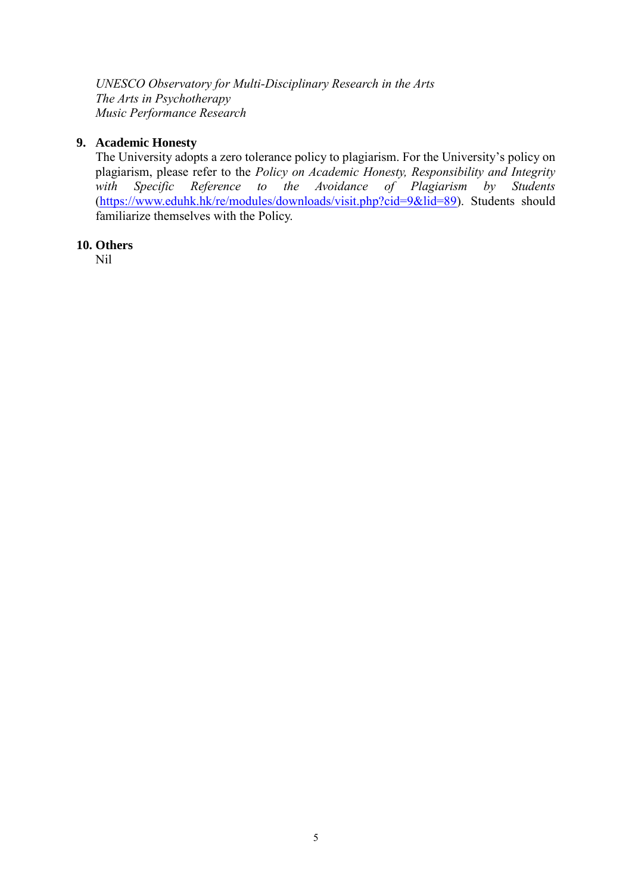*UNESCO Observatory for Multi-Disciplinary Research in the Arts*
*The Arts in Psychotherapy*
*Music Performance Research*

**9. Academic Honesty**

The University adopts a zero tolerance policy to plagiarism. For the University's policy on plagiarism, please refer to the *Policy on Academic Honesty, Responsibility and Integrity with Specific Reference to the Avoidance of Plagiarism by Students* (https://www.eduhk.hk/re/modules/downloads/visit.php?cid=9&lid=89). Students should familiarize themselves with the Policy.

**10. Others**

Nil